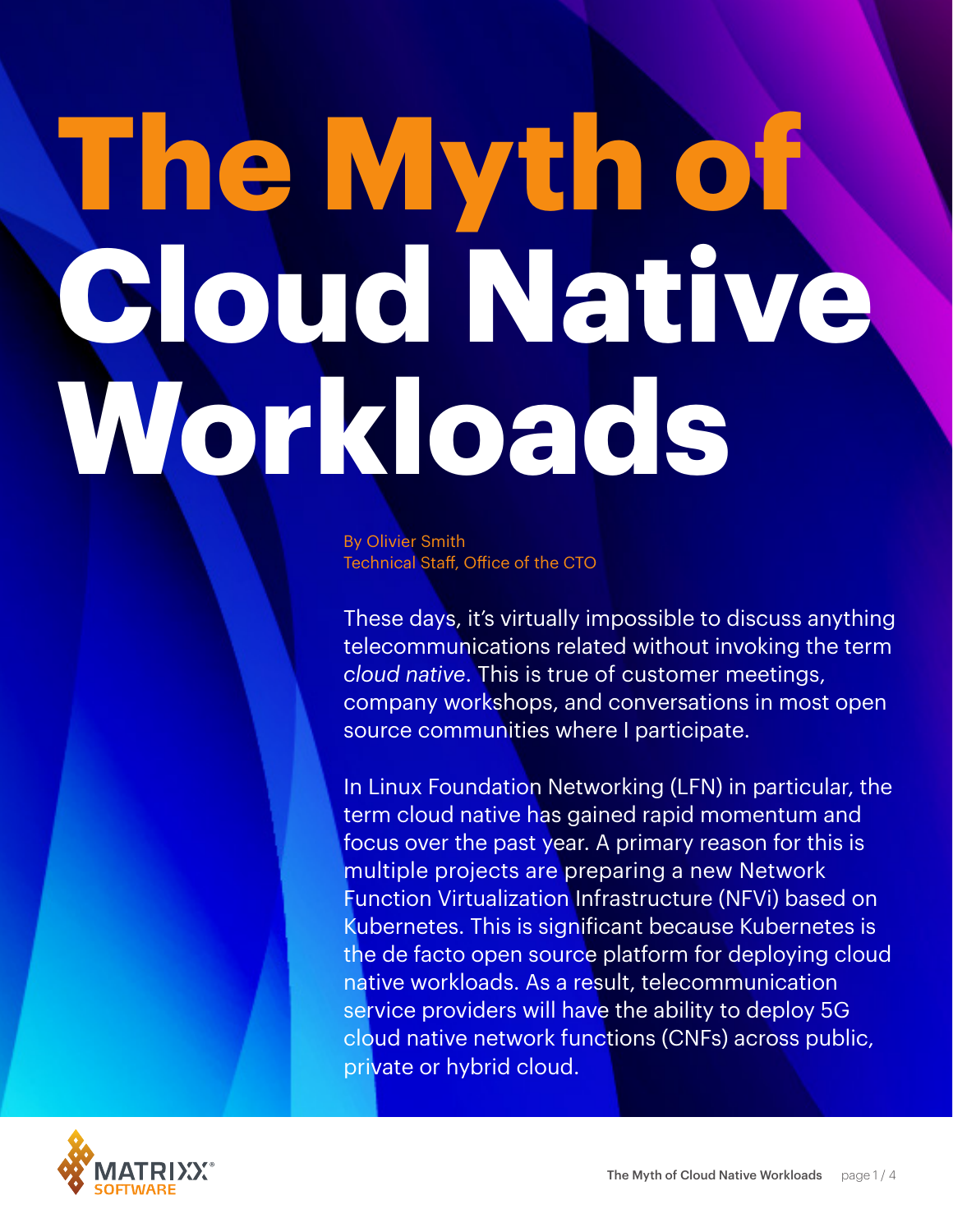# The Myth of Cloud Native Workloads

By Olivier Smith
Technical Staff, Office of the CTO

These days, it's virtually impossible to discuss anything telecommunications related without invoking the term *cloud native*. This is true of customer meetings, company workshops, and conversations in most open source communities where I participate.

In Linux Foundation Networking (LFN) in particular, the term cloud native has gained rapid momentum and focus over the past year. A primary reason for this is multiple projects are preparing a new Network Function Virtualization Infrastructure (NFVi) based on Kubernetes. This is significant because Kubernetes is the de facto open source platform for deploying cloud native workloads. As a result, telecommunication service providers will have the ability to deploy 5G cloud native network functions (CNFs) across public, private or hybrid cloud.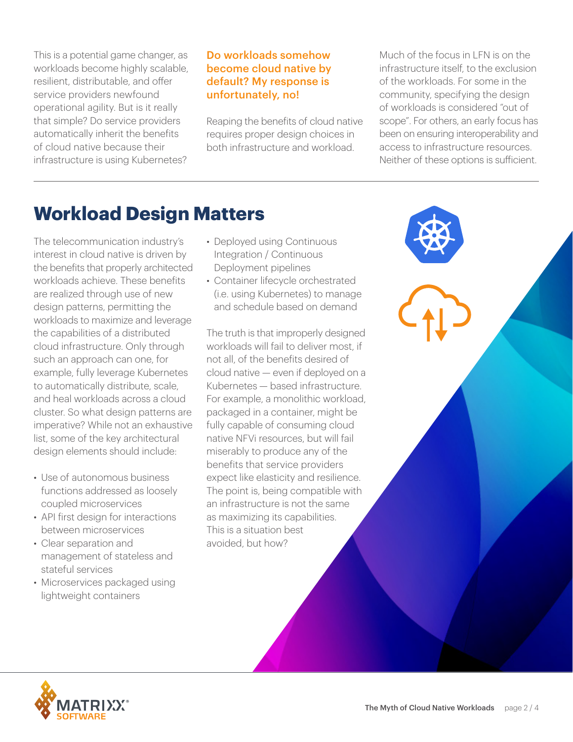This is a potential game changer, as workloads become highly scalable, resilient, distributable, and offer service providers newfound operational agility. But is it really that simple? Do service providers automatically inherit the benefits of cloud native because their infrastructure is using Kubernetes?

**Do workloads somehow become cloud native by default? My response is unfortunately, no!**

Reaping the benefits of cloud native requires proper design choices in both infrastructure and workload.

Much of the focus in LFN is on the infrastructure itself, to the exclusion of the workloads. For some in the community, specifying the design of workloads is considered "out of scope". For others, an early focus has been on ensuring interoperability and access to infrastructure resources. Neither of these options is sufficient.

## Workload Design Matters

The telecommunication industry's interest in cloud native is driven by the benefits that properly architected workloads achieve. These benefits are realized through use of new design patterns, permitting the workloads to maximize and leverage the capabilities of a distributed cloud infrastructure. Only through such an approach can one, for example, fully leverage Kubernetes to automatically distribute, scale, and heal workloads across a cloud cluster. So what design patterns are imperative? While not an exhaustive list, some of the key architectural design elements should include:

- Use of autonomous business functions addressed as loosely coupled microservices
- API first design for interactions between microservices
- Clear separation and management of stateless and stateful services
- Microservices packaged using lightweight containers
- Deployed using Continuous Integration / Continuous Deployment pipelines
- Container lifecycle orchestrated (i.e. using Kubernetes) to manage and schedule based on demand

The truth is that improperly designed workloads will fail to deliver most, if not all, of the benefits desired of cloud native — even if deployed on a Kubernetes — based infrastructure. For example, a monolithic workload, packaged in a container, might be fully capable of consuming cloud native NFVi resources, but will fail miserably to produce any of the benefits that service providers expect like elasticity and resilience. The point is, being compatible with an infrastructure is not the same as maximizing its capabilities. This is a situation best avoided, but how?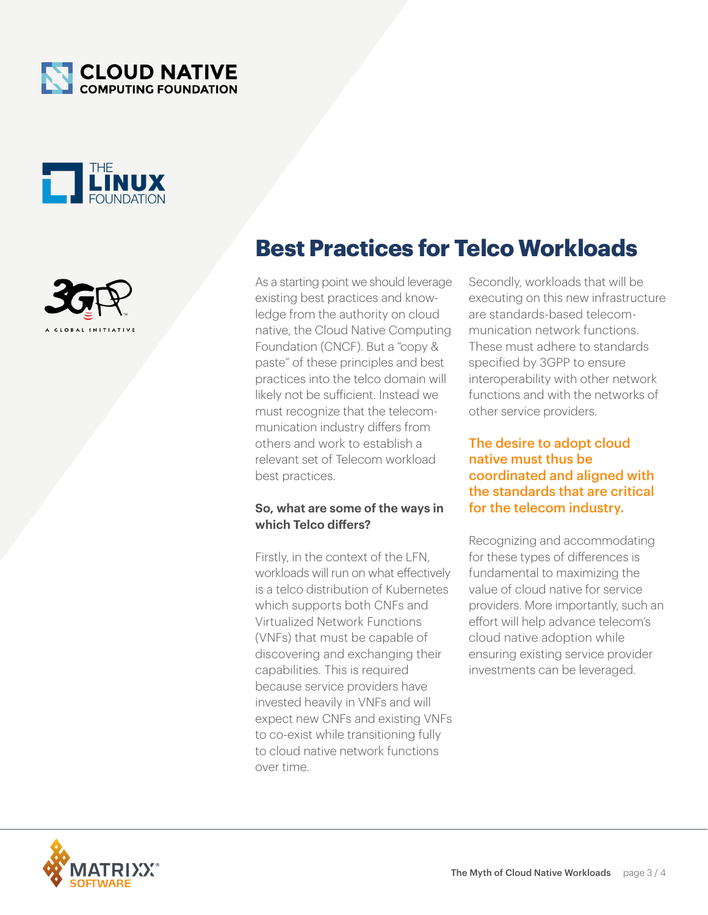## Best Practices for Telco Workloads

As a starting point we should leverage existing best practices and knowledge from the authority on cloud native, the Cloud Native Computing Foundation (CNCF). But a "copy & paste" of these principles and best practices into the telco domain will likely not be sufficient. Instead we must recognize that the telecommunication industry differs from others and work to establish a relevant set of Telecom workload best practices.

**So, what are some of the ways in which Telco differs?**

Firstly, in the context of the LFN, workloads will run on what effectively is a telco distribution of Kubernetes which supports both CNFs and Virtualized Network Functions (VNFs) that must be capable of discovering and exchanging their capabilities. This is required because service providers have invested heavily in VNFs and will expect new CNFs and existing VNFs to co-exist while transitioning fully to cloud native network functions over time.

Secondly, workloads that will be executing on this new infrastructure are standards-based telecommunication network functions. These must adhere to standards specified by 3GPP to ensure interoperability with other network functions and with the networks of other service providers.

**The desire to adopt cloud native must thus be coordinated and aligned with the standards that are critical for the telecom industry.**

Recognizing and accommodating for these types of differences is fundamental to maximizing the value of cloud native for service providers. More importantly, such an effort will help advance telecom's cloud native adoption while ensuring existing service provider investments can be leveraged.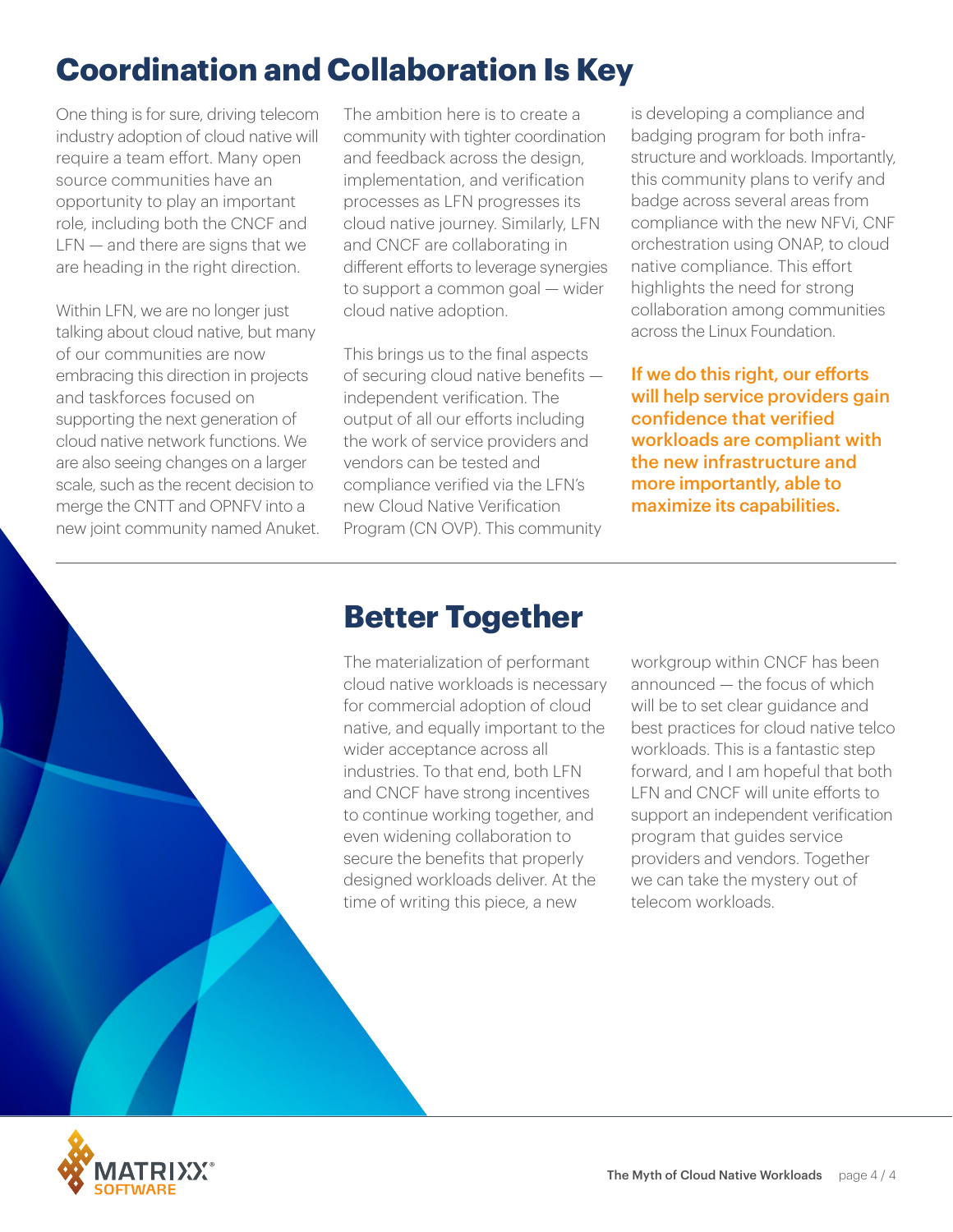## Coordination and Collaboration Is Key

One thing is for sure, driving telecom industry adoption of cloud native will require a team effort. Many open source communities have an opportunity to play an important role, including both the CNCF and LFN — and there are signs that we are heading in the right direction.

Within LFN, we are no longer just talking about cloud native, but many of our communities are now embracing this direction in projects and taskforces focused on supporting the next generation of cloud native network functions. We are also seeing changes on a larger scale, such as the recent decision to merge the CNTT and OPNFV into a new joint community named Anuket.

The ambition here is to create a community with tighter coordination and feedback across the design, implementation, and verification processes as LFN progresses its cloud native journey. Similarly, LFN and CNCF are collaborating in different efforts to leverage synergies to support a common goal — wider cloud native adoption.

This brings us to the final aspects of securing cloud native benefits — independent verification. The output of all our efforts including the work of service providers and vendors can be tested and compliance verified via the LFN's new Cloud Native Verification Program (CN OVP). This community is developing a compliance and badging program for both infra-structure and workloads. Importantly, this community plans to verify and badge across several areas from compliance with the new NFVi, CNF orchestration using ONAP, to cloud native compliance. This effort highlights the need for strong collaboration among communities across the Linux Foundation.

**If we do this right, our efforts will help service providers gain confidence that verified workloads are compliant with the new infrastructure and more importantly, able to maximize its capabilities.**

## Better Together

The materialization of performant cloud native workloads is necessary for commercial adoption of cloud native, and equally important to the wider acceptance across all industries. To that end, both LFN and CNCF have strong incentives to continue working together, and even widening collaboration to secure the benefits that properly designed workloads deliver. At the time of writing this piece, a new workgroup within CNCF has been announced — the focus of which will be to set clear guidance and best practices for cloud native telco workloads. This is a fantastic step forward, and I am hopeful that both LFN and CNCF will unite efforts to support an independent verification program that guides service providers and vendors. Together we can take the mystery out of telecom workloads.